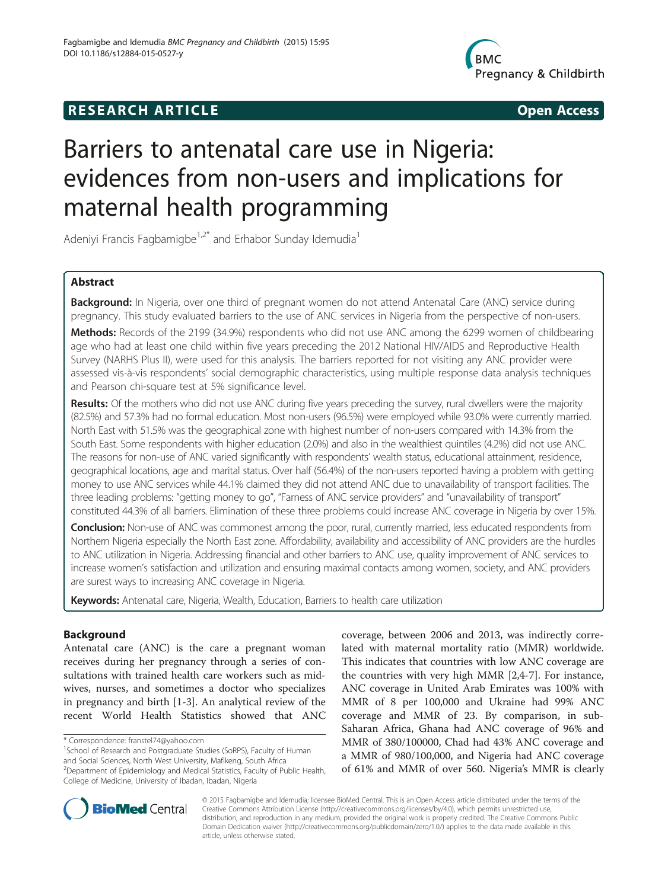**RESEARCH ARTICLE** **Open Access**

# Barriers to antenatal care use in Nigeria: evidences from non-users and implications for maternal health programming

Adeniyi Francis Fagbamigbe[1,2*] and Erhabor Sunday Idemudia[1]

## Abstract

**Background:** In Nigeria, over one third of pregnant women do not attend Antenatal Care (ANC) service during pregnancy. This study evaluated barriers to the use of ANC services in Nigeria from the perspective of non-users.

**Methods:** Records of the 2199 (34.9%) respondents who did not use ANC among the 6299 women of childbearing age who had at least one child within five years preceding the 2012 National HIV/AIDS and Reproductive Health Survey (NARHS Plus II), were used for this analysis. The barriers reported for not visiting any ANC provider were assessed vis-à-vis respondents' social demographic characteristics, using multiple response data analysis techniques and Pearson chi-square test at 5% significance level.

**Results:** Of the mothers who did not use ANC during five years preceding the survey, rural dwellers were the majority (82.5%) and 57.3% had no formal education. Most non-users (96.5%) were employed while 93.0% were currently married. North East with 51.5% was the geographical zone with highest number of non-users compared with 14.3% from the South East. Some respondents with higher education (2.0%) and also in the wealthiest quintiles (4.2%) did not use ANC. The reasons for non-use of ANC varied significantly with respondents' wealth status, educational attainment, residence, geographical locations, age and marital status. Over half (56.4%) of the non-users reported having a problem with getting money to use ANC services while 44.1% claimed they did not attend ANC due to unavailability of transport facilities. The three leading problems: "getting money to go", "Farness of ANC service providers" and "unavailability of transport" constituted 44.3% of all barriers. Elimination of these three problems could increase ANC coverage in Nigeria by over 15%.

**Conclusion:** Non-use of ANC was commonest among the poor, rural, currently married, less educated respondents from Northern Nigeria especially the North East zone. Affordability, availability and accessibility of ANC providers are the hurdles to ANC utilization in Nigeria. Addressing financial and other barriers to ANC use, quality improvement of ANC services to increase women's satisfaction and utilization and ensuring maximal contacts among women, society, and ANC providers are surest ways to increasing ANC coverage in Nigeria.

**Keywords:** Antenatal care, Nigeria, Wealth, Education, Barriers to health care utilization

## Background

Antenatal care (ANC) is the care a pregnant woman receives during her pregnancy through a series of consultations with trained health care workers such as midwives, nurses, and sometimes a doctor who specializes in pregnancy and birth [1-3]. An analytical review of the recent World Health Statistics showed that ANC coverage, between 2006 and 2013, was indirectly correlated with maternal mortality ratio (MMR) worldwide. This indicates that countries with low ANC coverage are the countries with very high MMR [2,4-7]. For instance, ANC coverage in United Arab Emirates was 100% with MMR of 8 per 100,000 and Ukraine had 99% ANC coverage and MMR of 23. By comparison, in sub-Saharan Africa, Ghana had ANC coverage of 96% and MMR of 380/100000, Chad had 43% ANC coverage and a MMR of 980/100,000, and Nigeria had ANC coverage of 61% and MMR of over 560. Nigeria's MMR is clearly

\* Correspondence: franstel74@yahoo.com
[1]School of Research and Postgraduate Studies (SoRPS), Faculty of Human and Social Sciences, North West University, Mafikeng, South Africa
[2]Department of Epidemiology and Medical Statistics, Faculty of Public Health, College of Medicine, University of Ibadan, Ibadan, Nigeria

© 2015 Fagbamigbe and Idemudia; licensee BioMed Central. This is an Open Access article distributed under the terms of the Creative Commons Attribution License (http://creativecommons.org/licenses/by/4.0), which permits unrestricted use, distribution, and reproduction in any medium, provided the original work is properly credited. The Creative Commons Public Domain Dedication waiver (http://creativecommons.org/publicdomain/zero/1.0/) applies to the data made available in this article, unless otherwise stated.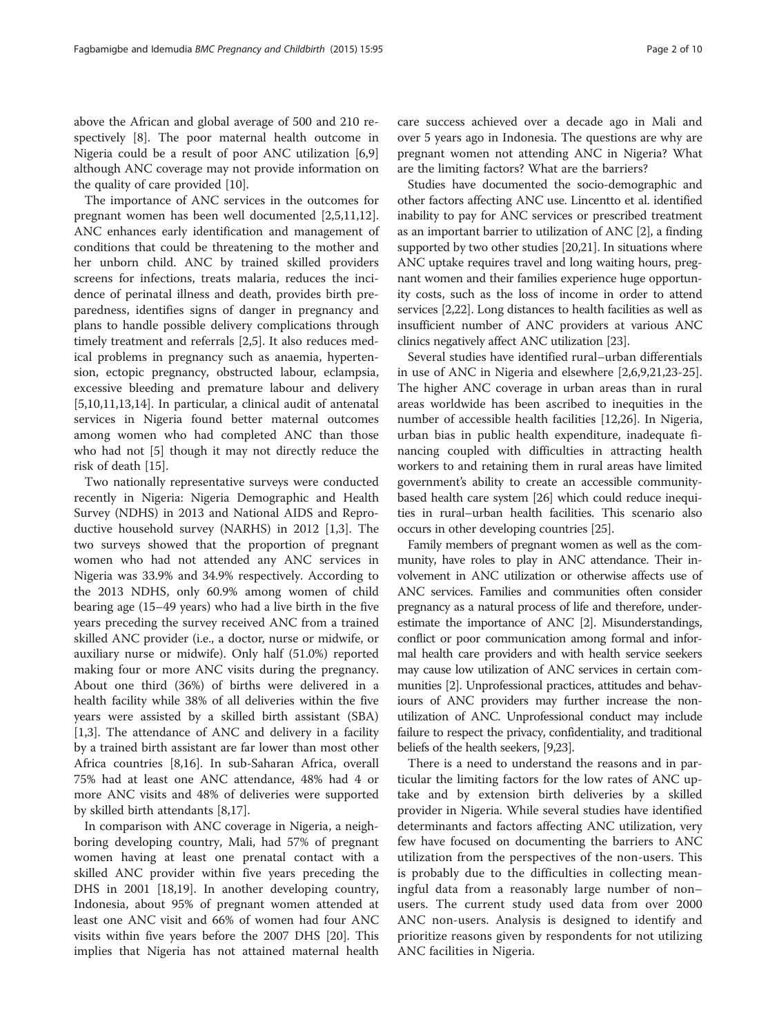above the African and global average of 500 and 210 respectively [8]. The poor maternal health outcome in Nigeria could be a result of poor ANC utilization [6,9] although ANC coverage may not provide information on the quality of care provided [10].

The importance of ANC services in the outcomes for pregnant women has been well documented [2,5,11,12]. ANC enhances early identification and management of conditions that could be threatening to the mother and her unborn child. ANC by trained skilled providers screens for infections, treats malaria, reduces the incidence of perinatal illness and death, provides birth preparedness, identifies signs of danger in pregnancy and plans to handle possible delivery complications through timely treatment and referrals [2,5]. It also reduces medical problems in pregnancy such as anaemia, hypertension, ectopic pregnancy, obstructed labour, eclampsia, excessive bleeding and premature labour and delivery [5,10,11,13,14]. In particular, a clinical audit of antenatal services in Nigeria found better maternal outcomes among women who had completed ANC than those who had not [5] though it may not directly reduce the risk of death [15].

Two nationally representative surveys were conducted recently in Nigeria: Nigeria Demographic and Health Survey (NDHS) in 2013 and National AIDS and Reproductive household survey (NARHS) in 2012 [1,3]. The two surveys showed that the proportion of pregnant women who had not attended any ANC services in Nigeria was 33.9% and 34.9% respectively. According to the 2013 NDHS, only 60.9% among women of child bearing age (15–49 years) who had a live birth in the five years preceding the survey received ANC from a trained skilled ANC provider (i.e., a doctor, nurse or midwife, or auxiliary nurse or midwife). Only half (51.0%) reported making four or more ANC visits during the pregnancy. About one third (36%) of births were delivered in a health facility while 38% of all deliveries within the five years were assisted by a skilled birth assistant (SBA) [1,3]. The attendance of ANC and delivery in a facility by a trained birth assistant are far lower than most other Africa countries [8,16]. In sub-Saharan Africa, overall 75% had at least one ANC attendance, 48% had 4 or more ANC visits and 48% of deliveries were supported by skilled birth attendants [8,17].

In comparison with ANC coverage in Nigeria, a neighboring developing country, Mali, had 57% of pregnant women having at least one prenatal contact with a skilled ANC provider within five years preceding the DHS in 2001 [18,19]. In another developing country, Indonesia, about 95% of pregnant women attended at least one ANC visit and 66% of women had four ANC visits within five years before the 2007 DHS [20]. This implies that Nigeria has not attained maternal health care success achieved over a decade ago in Mali and over 5 years ago in Indonesia. The questions are why are pregnant women not attending ANC in Nigeria? What are the limiting factors? What are the barriers?

Studies have documented the socio-demographic and other factors affecting ANC use. Lincentto et al. identified inability to pay for ANC services or prescribed treatment as an important barrier to utilization of ANC [2], a finding supported by two other studies [20,21]. In situations where ANC uptake requires travel and long waiting hours, pregnant women and their families experience huge opportunity costs, such as the loss of income in order to attend services [2,22]. Long distances to health facilities as well as insufficient number of ANC providers at various ANC clinics negatively affect ANC utilization [23].

Several studies have identified rural–urban differentials in use of ANC in Nigeria and elsewhere [2,6,9,21,23-25]. The higher ANC coverage in urban areas than in rural areas worldwide has been ascribed to inequities in the number of accessible health facilities [12,26]. In Nigeria, urban bias in public health expenditure, inadequate financing coupled with difficulties in attracting health workers to and retaining them in rural areas have limited government's ability to create an accessible community-based health care system [26] which could reduce inequities in rural–urban health facilities. This scenario also occurs in other developing countries [25].

Family members of pregnant women as well as the community, have roles to play in ANC attendance. Their involvement in ANC utilization or otherwise affects use of ANC services. Families and communities often consider pregnancy as a natural process of life and therefore, underestimate the importance of ANC [2]. Misunderstandings, conflict or poor communication among formal and informal health care providers and with health service seekers may cause low utilization of ANC services in certain communities [2]. Unprofessional practices, attitudes and behaviours of ANC providers may further increase the non-utilization of ANC. Unprofessional conduct may include failure to respect the privacy, confidentiality, and traditional beliefs of the health seekers, [9,23].

There is a need to understand the reasons and in particular the limiting factors for the low rates of ANC uptake and by extension birth deliveries by a skilled provider in Nigeria. While several studies have identified determinants and factors affecting ANC utilization, very few have focused on documenting the barriers to ANC utilization from the perspectives of the non-users. This is probably due to the difficulties in collecting meaningful data from a reasonably large number of non–users. The current study used data from over 2000 ANC non-users. Analysis is designed to identify and prioritize reasons given by respondents for not utilizing ANC facilities in Nigeria.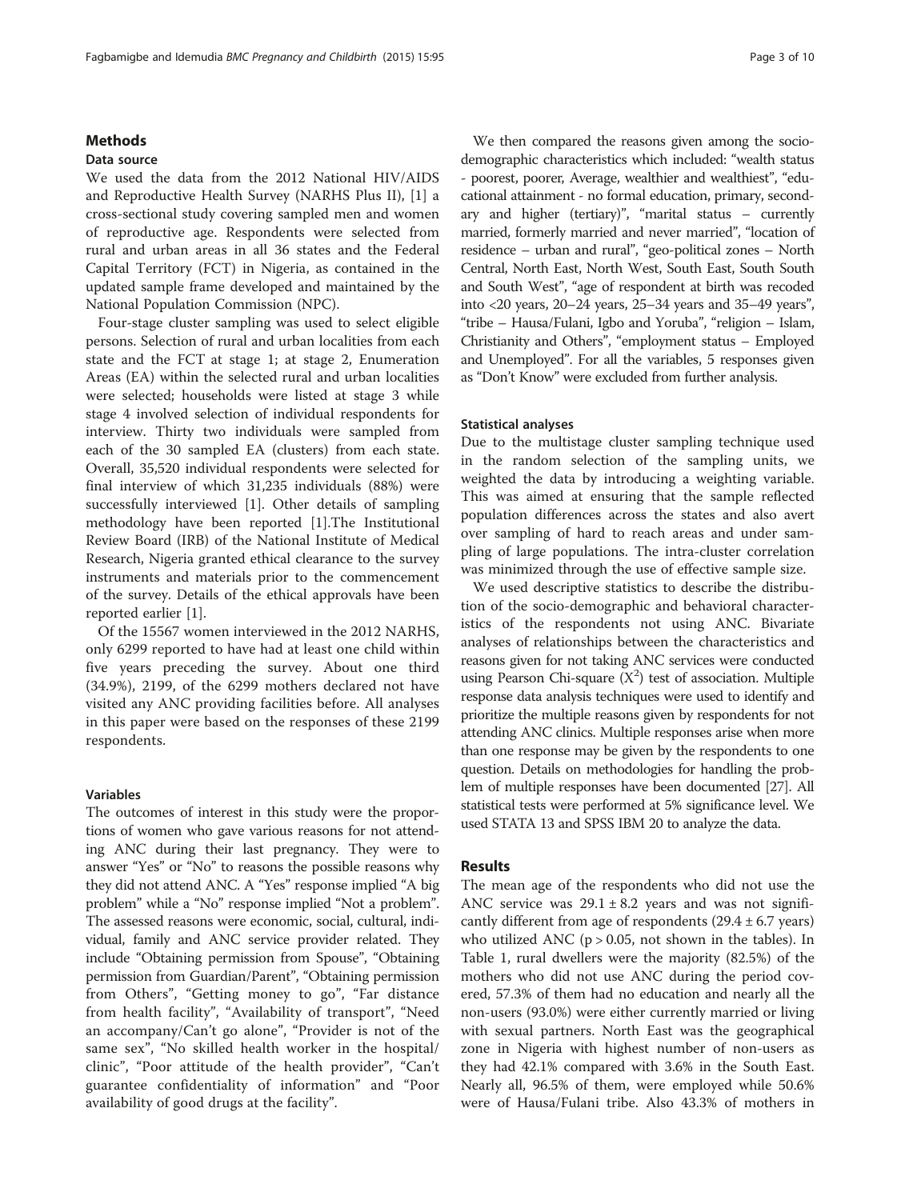## Methods

### Data source

We used the data from the 2012 National HIV/AIDS and Reproductive Health Survey (NARHS Plus II), [1] a cross-sectional study covering sampled men and women of reproductive age. Respondents were selected from rural and urban areas in all 36 states and the Federal Capital Territory (FCT) in Nigeria, as contained in the updated sample frame developed and maintained by the National Population Commission (NPC).

Four-stage cluster sampling was used to select eligible persons. Selection of rural and urban localities from each state and the FCT at stage 1; at stage 2, Enumeration Areas (EA) within the selected rural and urban localities were selected; households were listed at stage 3 while stage 4 involved selection of individual respondents for interview. Thirty two individuals were sampled from each of the 30 sampled EA (clusters) from each state. Overall, 35,520 individual respondents were selected for final interview of which 31,235 individuals (88%) were successfully interviewed [1]. Other details of sampling methodology have been reported [1].The Institutional Review Board (IRB) of the National Institute of Medical Research, Nigeria granted ethical clearance to the survey instruments and materials prior to the commencement of the survey. Details of the ethical approvals have been reported earlier [1].

Of the 15567 women interviewed in the 2012 NARHS, only 6299 reported to have had at least one child within five years preceding the survey. About one third (34.9%), 2199, of the 6299 mothers declared not have visited any ANC providing facilities before. All analyses in this paper were based on the responses of these 2199 respondents.

### Variables

The outcomes of interest in this study were the proportions of women who gave various reasons for not attending ANC during their last pregnancy. They were to answer "Yes" or "No" to reasons the possible reasons why they did not attend ANC. A "Yes" response implied "A big problem" while a "No" response implied "Not a problem". The assessed reasons were economic, social, cultural, individual, family and ANC service provider related. They include "Obtaining permission from Spouse", "Obtaining permission from Guardian/Parent", "Obtaining permission from Others", "Getting money to go", "Far distance from health facility", "Availability of transport", "Need an accompany/Can't go alone", "Provider is not of the same sex", "No skilled health worker in the hospital/clinic", "Poor attitude of the health provider", "Can't guarantee confidentiality of information" and "Poor availability of good drugs at the facility".

We then compared the reasons given among the socio-demographic characteristics which included: "wealth status - poorest, poorer, Average, wealthier and wealthiest", "educational attainment - no formal education, primary, secondary and higher (tertiary)", "marital status – currently married, formerly married and never married", "location of residence – urban and rural", "geo-political zones – North Central, North East, North West, South East, South South and South West", "age of respondent at birth was recoded into <20 years, 20–24 years, 25–34 years and 35–49 years", "tribe – Hausa/Fulani, Igbo and Yoruba", "religion – Islam, Christianity and Others", "employment status – Employed and Unemployed". For all the variables, 5 responses given as "Don't Know" were excluded from further analysis.

### Statistical analyses

Due to the multistage cluster sampling technique used in the random selection of the sampling units, we weighted the data by introducing a weighting variable. This was aimed at ensuring that the sample reflected population differences across the states and also avert over sampling of hard to reach areas and under sampling of large populations. The intra-cluster correlation was minimized through the use of effective sample size.

We used descriptive statistics to describe the distribution of the socio-demographic and behavioral characteristics of the respondents not using ANC. Bivariate analyses of relationships between the characteristics and reasons given for not taking ANC services were conducted using Pearson Chi-square ($X^2$) test of association. Multiple response data analysis techniques were used to identify and prioritize the multiple reasons given by respondents for not attending ANC clinics. Multiple responses arise when more than one response may be given by the respondents to one question. Details on methodologies for handling the problem of multiple responses have been documented [27]. All statistical tests were performed at 5% significance level. We used STATA 13 and SPSS IBM 20 to analyze the data.

## Results

The mean age of the respondents who did not use the ANC service was $29.1 \pm 8.2$ years and was not significantly different from age of respondents ($29.4 \pm 6.7$ years) who utilized ANC ($p > 0.05$, not shown in the tables). In Table 1, rural dwellers were the majority (82.5%) of the mothers who did not use ANC during the period covered, 57.3% of them had no education and nearly all the non-users (93.0%) were either currently married or living with sexual partners. North East was the geographical zone in Nigeria with highest number of non-users as they had 42.1% compared with 3.6% in the South East. Nearly all, 96.5% of them, were employed while 50.6% were of Hausa/Fulani tribe. Also 43.3% of mothers in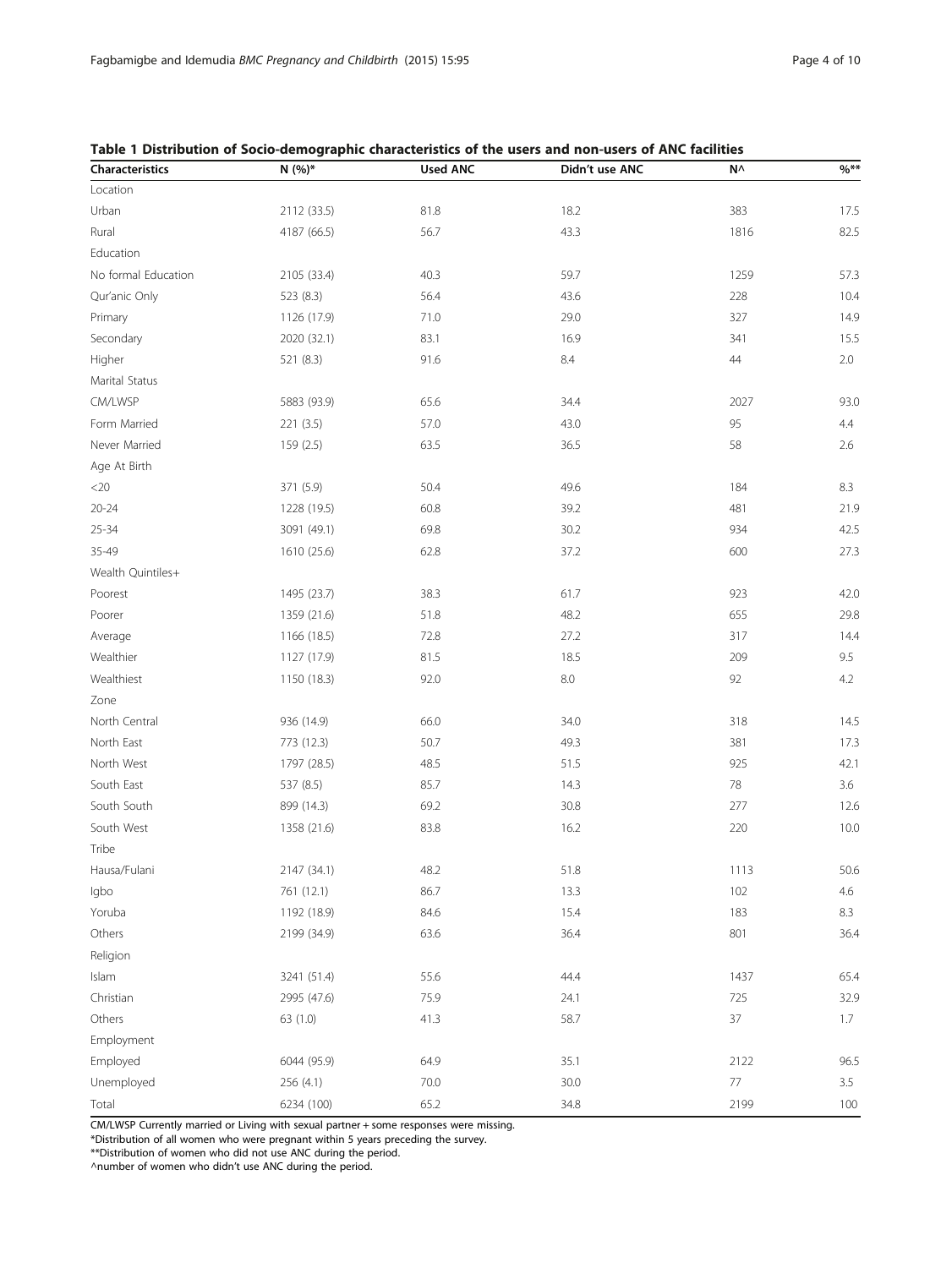**Table 1 Distribution of Socio-demographic characteristics of the users and non-users of ANC facilities**

| Characteristics | N (%)* | Used ANC | Didn't use ANC | N^ | %** |
|---|---|---|---|---|---|
| Location | | | | | |
| Urban | 2112 (33.5) | 81.8 | 18.2 | 383 | 17.5 |
| Rural | 4187 (66.5) | 56.7 | 43.3 | 1816 | 82.5 |
| Education | | | | | |
| No formal Education | 2105 (33.4) | 40.3 | 59.7 | 1259 | 57.3 |
| Qur'anic Only | 523 (8.3) | 56.4 | 43.6 | 228 | 10.4 |
| Primary | 1126 (17.9) | 71.0 | 29.0 | 327 | 14.9 |
| Secondary | 2020 (32.1) | 83.1 | 16.9 | 341 | 15.5 |
| Higher | 521 (8.3) | 91.6 | 8.4 | 44 | 2.0 |
| Marital Status | | | | | |
| CM/LWSP | 5883 (93.9) | 65.6 | 34.4 | 2027 | 93.0 |
| Form Married | 221 (3.5) | 57.0 | 43.0 | 95 | 4.4 |
| Never Married | 159 (2.5) | 63.5 | 36.5 | 58 | 2.6 |
| Age At Birth | | | | | |
| <20 | 371 (5.9) | 50.4 | 49.6 | 184 | 8.3 |
| 20-24 | 1228 (19.5) | 60.8 | 39.2 | 481 | 21.9 |
| 25-34 | 3091 (49.1) | 69.8 | 30.2 | 934 | 42.5 |
| 35-49 | 1610 (25.6) | 62.8 | 37.2 | 600 | 27.3 |
| Wealth Quintiles+ | | | | | |
| Poorest | 1495 (23.7) | 38.3 | 61.7 | 923 | 42.0 |
| Poorer | 1359 (21.6) | 51.8 | 48.2 | 655 | 29.8 |
| Average | 1166 (18.5) | 72.8 | 27.2 | 317 | 14.4 |
| Wealthier | 1127 (17.9) | 81.5 | 18.5 | 209 | 9.5 |
| Wealthiest | 1150 (18.3) | 92.0 | 8.0 | 92 | 4.2 |
| Zone | | | | | |
| North Central | 936 (14.9) | 66.0 | 34.0 | 318 | 14.5 |
| North East | 773 (12.3) | 50.7 | 49.3 | 381 | 17.3 |
| North West | 1797 (28.5) | 48.5 | 51.5 | 925 | 42.1 |
| South East | 537 (8.5) | 85.7 | 14.3 | 78 | 3.6 |
| South South | 899 (14.3) | 69.2 | 30.8 | 277 | 12.6 |
| South West | 1358 (21.6) | 83.8 | 16.2 | 220 | 10.0 |
| Tribe | | | | | |
| Hausa/Fulani | 2147 (34.1) | 48.2 | 51.8 | 1113 | 50.6 |
| Igbo | 761 (12.1) | 86.7 | 13.3 | 102 | 4.6 |
| Yoruba | 1192 (18.9) | 84.6 | 15.4 | 183 | 8.3 |
| Others | 2199 (34.9) | 63.6 | 36.4 | 801 | 36.4 |
| Religion | | | | | |
| Islam | 3241 (51.4) | 55.6 | 44.4 | 1437 | 65.4 |
| Christian | 2995 (47.6) | 75.9 | 24.1 | 725 | 32.9 |
| Others | 63 (1.0) | 41.3 | 58.7 | 37 | 1.7 |
| Employment | | | | | |
| Employed | 6044 (95.9) | 64.9 | 35.1 | 2122 | 96.5 |
| Unemployed | 256 (4.1) | 70.0 | 30.0 | 77 | 3.5 |
| Total | 6234 (100) | 65.2 | 34.8 | 2199 | 100 |

CM/LWSP Currently married or Living with sexual partner + some responses were missing.

*Distribution of all women who were pregnant within 5 years preceding the survey.

**Distribution of women who did not use ANC during the period.

^number of women who didn't use ANC during the period.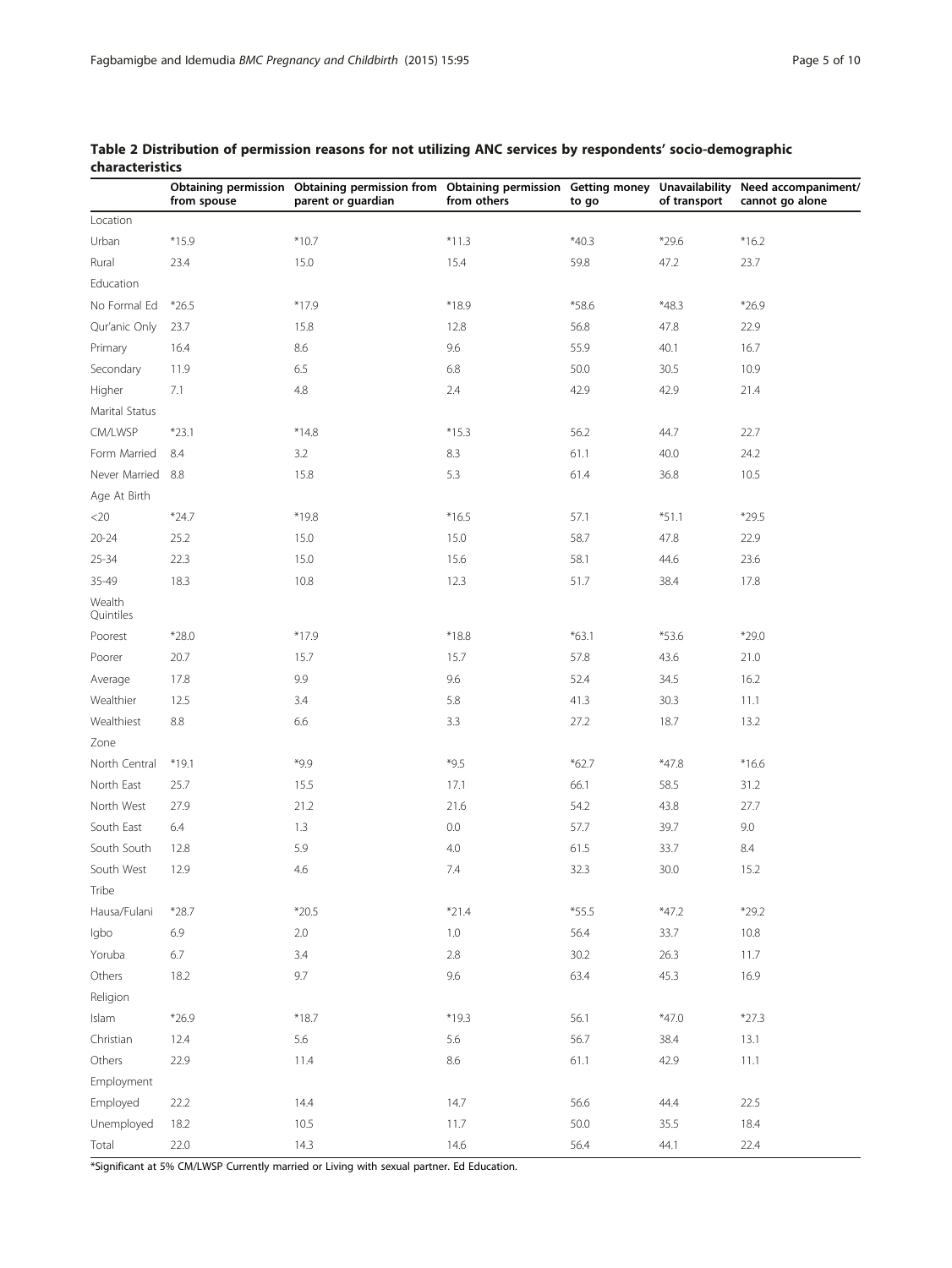**Table 2 Distribution of permission reasons for not utilizing ANC services by respondents' socio-demographic characteristics**

| | Obtaining permission from spouse | Obtaining permission from parent or guardian | Obtaining permission from others | Getting money to go | Unavailability of transport | Need accompaniment/ cannot go alone |
|---|---|---|---|---|---|---|
| Location | | | | | | |
| Urban | *15.9 | *10.7 | *11.3 | *40.3 | *29.6 | *16.2 |
| Rural | 23.4 | 15.0 | 15.4 | 59.8 | 47.2 | 23.7 |
| Education | | | | | | |
| No Formal Ed | *26.5 | *17.9 | *18.9 | *58.6 | *48.3 | *26.9 |
| Qur'anic Only | 23.7 | 15.8 | 12.8 | 56.8 | 47.8 | 22.9 |
| Primary | 16.4 | 8.6 | 9.6 | 55.9 | 40.1 | 16.7 |
| Secondary | 11.9 | 6.5 | 6.8 | 50.0 | 30.5 | 10.9 |
| Higher | 7.1 | 4.8 | 2.4 | 42.9 | 42.9 | 21.4 |
| Marital Status | | | | | | |
| CM/LWSP | *23.1 | *14.8 | *15.3 | 56.2 | 44.7 | 22.7 |
| Form Married | 8.4 | 3.2 | 8.3 | 61.1 | 40.0 | 24.2 |
| Never Married | 8.8 | 15.8 | 5.3 | 61.4 | 36.8 | 10.5 |
| Age At Birth | | | | | | |
| <20 | *24.7 | *19.8 | *16.5 | 57.1 | *51.1 | *29.5 |
| 20-24 | 25.2 | 15.0 | 15.0 | 58.7 | 47.8 | 22.9 |
| 25-34 | 22.3 | 15.0 | 15.6 | 58.1 | 44.6 | 23.6 |
| 35-49 | 18.3 | 10.8 | 12.3 | 51.7 | 38.4 | 17.8 |
| Wealth Quintiles | | | | | | |
| Poorest | *28.0 | *17.9 | *18.8 | *63.1 | *53.6 | *29.0 |
| Poorer | 20.7 | 15.7 | 15.7 | 57.8 | 43.6 | 21.0 |
| Average | 17.8 | 9.9 | 9.6 | 52.4 | 34.5 | 16.2 |
| Wealthier | 12.5 | 3.4 | 5.8 | 41.3 | 30.3 | 11.1 |
| Wealthiest | 8.8 | 6.6 | 3.3 | 27.2 | 18.7 | 13.2 |
| Zone | | | | | | |
| North Central | *19.1 | *9.9 | *9.5 | *62.7 | *47.8 | *16.6 |
| North East | 25.7 | 15.5 | 17.1 | 66.1 | 58.5 | 31.2 |
| North West | 27.9 | 21.2 | 21.6 | 54.2 | 43.8 | 27.7 |
| South East | 6.4 | 1.3 | 0.0 | 57.7 | 39.7 | 9.0 |
| South South | 12.8 | 5.9 | 4.0 | 61.5 | 33.7 | 8.4 |
| South West | 12.9 | 4.6 | 7.4 | 32.3 | 30.0 | 15.2 |
| Tribe | | | | | | |
| Hausa/Fulani | *28.7 | *20.5 | *21.4 | *55.5 | *47.2 | *29.2 |
| Igbo | 6.9 | 2.0 | 1.0 | 56.4 | 33.7 | 10.8 |
| Yoruba | 6.7 | 3.4 | 2.8 | 30.2 | 26.3 | 11.7 |
| Others | 18.2 | 9.7 | 9.6 | 63.4 | 45.3 | 16.9 |
| Religion | | | | | | |
| Islam | *26.9 | *18.7 | *19.3 | 56.1 | *47.0 | *27.3 |
| Christian | 12.4 | 5.6 | 5.6 | 56.7 | 38.4 | 13.1 |
| Others | 22.9 | 11.4 | 8.6 | 61.1 | 42.9 | 11.1 |
| Employment | | | | | | |
| Employed | 22.2 | 14.4 | 14.7 | 56.6 | 44.4 | 22.5 |
| Unemployed | 18.2 | 10.5 | 11.7 | 50.0 | 35.5 | 18.4 |
| Total | 22.0 | 14.3 | 14.6 | 56.4 | 44.1 | 22.4 |

*Significant at 5% CM/LWSP Currently married or Living with sexual partner. Ed Education.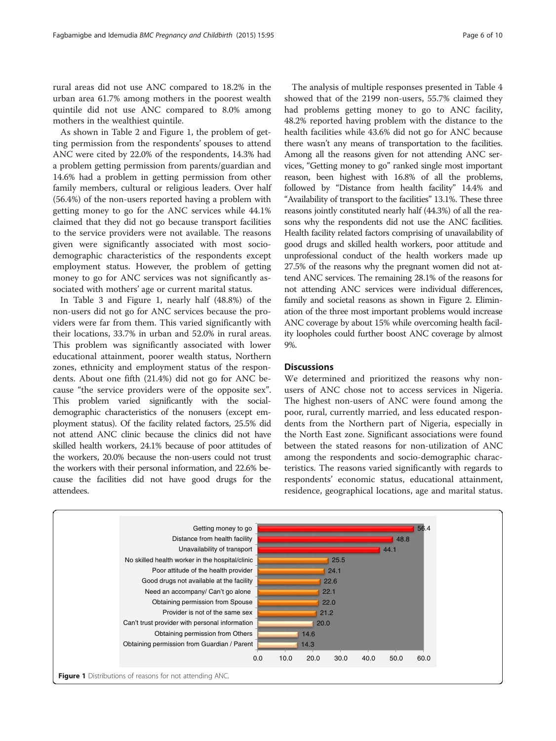rural areas did not use ANC compared to 18.2% in the urban area 61.7% among mothers in the poorest wealth quintile did not use ANC compared to 8.0% among mothers in the wealthiest quintile.

As shown in Table 2 and Figure 1, the problem of getting permission from the respondents' spouses to attend ANC were cited by 22.0% of the respondents, 14.3% had a problem getting permission from parents/guardian and 14.6% had a problem in getting permission from other family members, cultural or religious leaders. Over half (56.4%) of the non-users reported having a problem with getting money to go for the ANC services while 44.1% claimed that they did not go because transport facilities to the service providers were not available. The reasons given were significantly associated with most socio-demographic characteristics of the respondents except employment status. However, the problem of getting money to go for ANC services was not significantly associated with mothers' age or current marital status.

In Table 3 and Figure 1, nearly half (48.8%) of the non-users did not go for ANC services because the providers were far from them. This varied significantly with their locations, 33.7% in urban and 52.0% in rural areas. This problem was significantly associated with lower educational attainment, poorer wealth status, Northern zones, ethnicity and employment status of the respondents. About one fifth (21.4%) did not go for ANC because "the service providers were of the opposite sex". This problem varied significantly with the social-demographic characteristics of the nonusers (except employment status). Of the facility related factors, 25.5% did not attend ANC clinic because the clinics did not have skilled health workers, 24.1% because of poor attitudes of the workers, 20.0% because the non-users could not trust the workers with their personal information, and 22.6% because the facilities did not have good drugs for the attendees.

The analysis of multiple responses presented in Table 4 showed that of the 2199 non-users, 55.7% claimed they had problems getting money to go to ANC facility, 48.2% reported having problem with the distance to the health facilities while 43.6% did not go for ANC because there wasn't any means of transportation to the facilities. Among all the reasons given for not attending ANC services, "Getting money to go" ranked single most important reason, been highest with 16.8% of all the problems, followed by "Distance from health facility" 14.4% and "Availability of transport to the facilities" 13.1%. These three reasons jointly constituted nearly half (44.3%) of all the reasons why the respondents did not use the ANC facilities. Health facility related factors comprising of unavailability of good drugs and skilled health workers, poor attitude and unprofessional conduct of the health workers made up 27.5% of the reasons why the pregnant women did not attend ANC services. The remaining 28.1% of the reasons for not attending ANC services were individual differences, family and societal reasons as shown in Figure 2. Elimination of the three most important problems would increase ANC coverage by about 15% while overcoming health facility loopholes could further boost ANC coverage by almost 9%.

## Discussions

We determined and prioritized the reasons why non-users of ANC chose not to access services in Nigeria. The highest non-users of ANC were found among the poor, rural, currently married, and less educated respondents from the Northern part of Nigeria, especially in the North East zone. Significant associations were found between the stated reasons for non-utilization of ANC among the respondents and socio-demographic characteristics. The reasons varied significantly with regards to respondents' economic status, educational attainment, residence, geographical locations, age and marital status.

| Reason | % |
|---|---|
| Getting money to go | 56.4 |
| Distance from health facility | 48.8 |
| Unavailability of transport | 44.1 |
| No skilled health worker in the hospital/clinic | 25.5 |
| Poor attitude of the health provider | 24.1 |
| Good drugs not available at the facility | 22.6 |
| Need an accompany/ Can't go alone | 22.1 |
| Obtaining permission from Spouse | 22.0 |
| Provider is not of the same sex | 21.2 |
| Can't trust provider with personal information | 20.0 |
| Obtaining permission from Others | 14.6 |
| Obtaining permission from Guardian / Parent | 14.3 |

**Figure 1** Distributions of reasons for not attending ANC.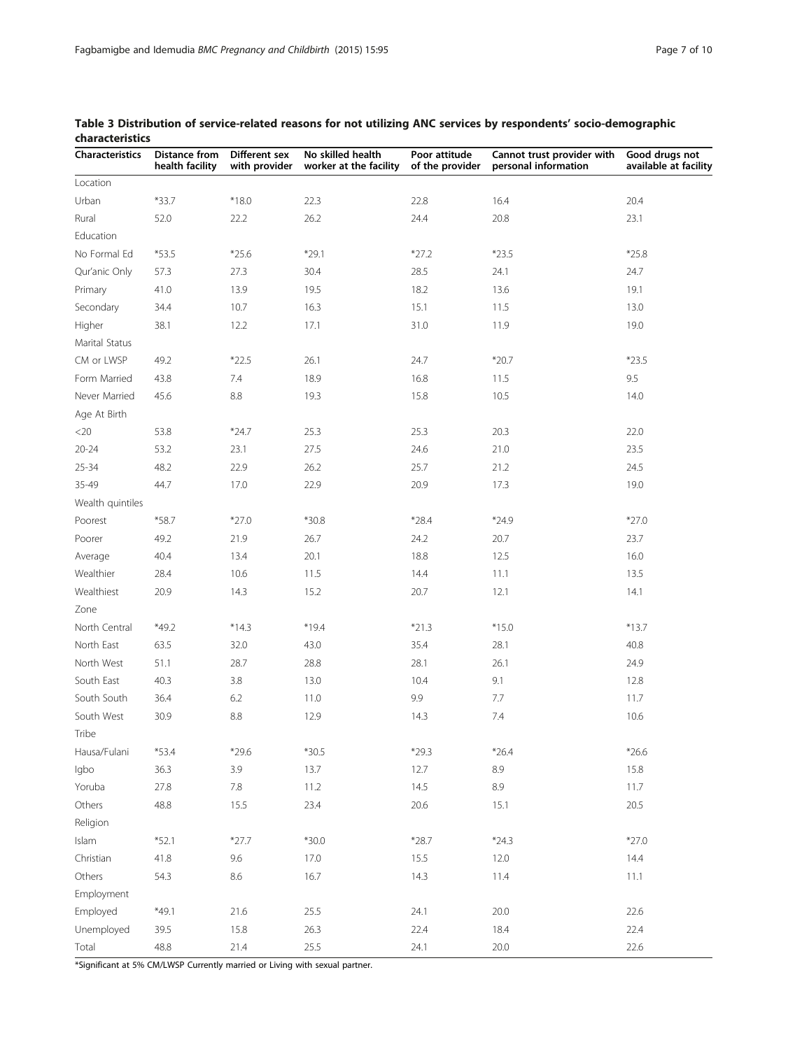**Table 3 Distribution of service-related reasons for not utilizing ANC services by respondents' socio-demographic characteristics**

| Characteristics | Distance from health facility | Different sex with provider | No skilled health worker at the facility | Poor attitude of the provider | Cannot trust provider with personal information | Good drugs not available at facility |
|---|---|---|---|---|---|---|
| Location | | | | | | |
| Urban | *33.7 | *18.0 | 22.3 | 22.8 | 16.4 | 20.4 |
| Rural | 52.0 | 22.2 | 26.2 | 24.4 | 20.8 | 23.1 |
| Education | | | | | | |
| No Formal Ed | *53.5 | *25.6 | *29.1 | *27.2 | *23.5 | *25.8 |
| Qur'anic Only | 57.3 | 27.3 | 30.4 | 28.5 | 24.1 | 24.7 |
| Primary | 41.0 | 13.9 | 19.5 | 18.2 | 13.6 | 19.1 |
| Secondary | 34.4 | 10.7 | 16.3 | 15.1 | 11.5 | 13.0 |
| Higher | 38.1 | 12.2 | 17.1 | 31.0 | 11.9 | 19.0 |
| Marital Status | | | | | | |
| CM or LWSP | 49.2 | *22.5 | 26.1 | 24.7 | *20.7 | *23.5 |
| Form Married | 43.8 | 7.4 | 18.9 | 16.8 | 11.5 | 9.5 |
| Never Married | 45.6 | 8.8 | 19.3 | 15.8 | 10.5 | 14.0 |
| Age At Birth | | | | | | |
| <20 | 53.8 | *24.7 | 25.3 | 25.3 | 20.3 | 22.0 |
| 20-24 | 53.2 | 23.1 | 27.5 | 24.6 | 21.0 | 23.5 |
| 25-34 | 48.2 | 22.9 | 26.2 | 25.7 | 21.2 | 24.5 |
| 35-49 | 44.7 | 17.0 | 22.9 | 20.9 | 17.3 | 19.0 |
| Wealth quintiles | | | | | | |
| Poorest | *58.7 | *27.0 | *30.8 | *28.4 | *24.9 | *27.0 |
| Poorer | 49.2 | 21.9 | 26.7 | 24.2 | 20.7 | 23.7 |
| Average | 40.4 | 13.4 | 20.1 | 18.8 | 12.5 | 16.0 |
| Wealthier | 28.4 | 10.6 | 11.5 | 14.4 | 11.1 | 13.5 |
| Wealthiest | 20.9 | 14.3 | 15.2 | 20.7 | 12.1 | 14.1 |
| Zone | | | | | | |
| North Central | *49.2 | *14.3 | *19.4 | *21.3 | *15.0 | *13.7 |
| North East | 63.5 | 32.0 | 43.0 | 35.4 | 28.1 | 40.8 |
| North West | 51.1 | 28.7 | 28.8 | 28.1 | 26.1 | 24.9 |
| South East | 40.3 | 3.8 | 13.0 | 10.4 | 9.1 | 12.8 |
| South South | 36.4 | 6.2 | 11.0 | 9.9 | 7.7 | 11.7 |
| South West | 30.9 | 8.8 | 12.9 | 14.3 | 7.4 | 10.6 |
| Tribe | | | | | | |
| Hausa/Fulani | *53.4 | *29.6 | *30.5 | *29.3 | *26.4 | *26.6 |
| Igbo | 36.3 | 3.9 | 13.7 | 12.7 | 8.9 | 15.8 |
| Yoruba | 27.8 | 7.8 | 11.2 | 14.5 | 8.9 | 11.7 |
| Others | 48.8 | 15.5 | 23.4 | 20.6 | 15.1 | 20.5 |
| Religion | | | | | | |
| Islam | *52.1 | *27.7 | *30.0 | *28.7 | *24.3 | *27.0 |
| Christian | 41.8 | 9.6 | 17.0 | 15.5 | 12.0 | 14.4 |
| Others | 54.3 | 8.6 | 16.7 | 14.3 | 11.4 | 11.1 |
| Employment | | | | | | |
| Employed | *49.1 | 21.6 | 25.5 | 24.1 | 20.0 | 22.6 |
| Unemployed | 39.5 | 15.8 | 26.3 | 22.4 | 18.4 | 22.4 |
| Total | 48.8 | 21.4 | 25.5 | 24.1 | 20.0 | 22.6 |

*Significant at 5% CM/LWSP Currently married or Living with sexual partner.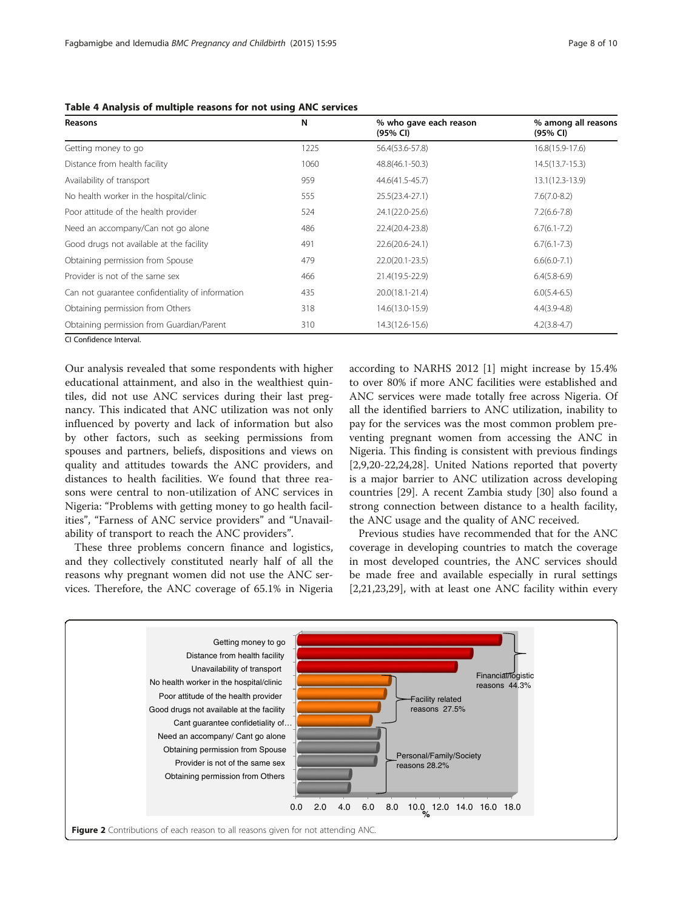**Table 4 Analysis of multiple reasons for not using ANC services**

| Reasons | N | % who gave each reason (95% CI) | % among all reasons (95% CI) |
|---|---|---|---|
| Getting money to go | 1225 | 56.4(53.6-57.8) | 16.8(15.9-17.6) |
| Distance from health facility | 1060 | 48.8(46.1-50.3) | 14.5(13.7-15.3) |
| Availability of transport | 959 | 44.6(41.5-45.7) | 13.1(12.3-13.9) |
| No health worker in the hospital/clinic | 555 | 25.5(23.4-27.1) | 7.6(7.0-8.2) |
| Poor attitude of the health provider | 524 | 24.1(22.0-25.6) | 7.2(6.6-7.8) |
| Need an accompany/Can not go alone | 486 | 22.4(20.4-23.8) | 6.7(6.1-7.2) |
| Good drugs not available at the facility | 491 | 22.6(20.6-24.1) | 6.7(6.1-7.3) |
| Obtaining permission from Spouse | 479 | 22.0(20.1-23.5) | 6.6(6.0-7.1) |
| Provider is not of the same sex | 466 | 21.4(19.5-22.9) | 6.4(5.8-6.9) |
| Can not guarantee confidentiality of information | 435 | 20.0(18.1-21.4) | 6.0(5.4-6.5) |
| Obtaining permission from Others | 318 | 14.6(13.0-15.9) | 4.4(3.9-4.8) |
| Obtaining permission from Guardian/Parent | 310 | 14.3(12.6-15.6) | 4.2(3.8-4.7) |

CI Confidence Interval.

Our analysis revealed that some respondents with higher educational attainment, and also in the wealthiest quintiles, did not use ANC services during their last pregnancy. This indicated that ANC utilization was not only influenced by poverty and lack of information but also by other factors, such as seeking permissions from spouses and partners, beliefs, dispositions and views on quality and attitudes towards the ANC providers, and distances to health facilities. We found that three reasons were central to non-utilization of ANC services in Nigeria: "Problems with getting money to go health facilities", "Farness of ANC service providers" and "Unavailability of transport to reach the ANC providers".

These three problems concern finance and logistics, and they collectively constituted nearly half of all the reasons why pregnant women did not use the ANC services. Therefore, the ANC coverage of 65.1% in Nigeria according to NARHS 2012 [1] might increase by 15.4% to over 80% if more ANC facilities were established and ANC services were made totally free across Nigeria. Of all the identified barriers to ANC utilization, inability to pay for the services was the most common problem preventing pregnant women from accessing the ANC in Nigeria. This finding is consistent with previous findings [2,9,20-22,24,28]. United Nations reported that poverty is a major barrier to ANC utilization across developing countries [29]. A recent Zambia study [30] also found a strong connection between distance to a health facility, the ANC usage and the quality of ANC received.

Previous studies have recommended that for the ANC coverage in developing countries to match the coverage in most developed countries, the ANC services should be made free and available especially in rural settings [2,21,23,29], with at least one ANC facility within every

**Figure 2** Contributions of each reason to all reasons given for not attending ANC.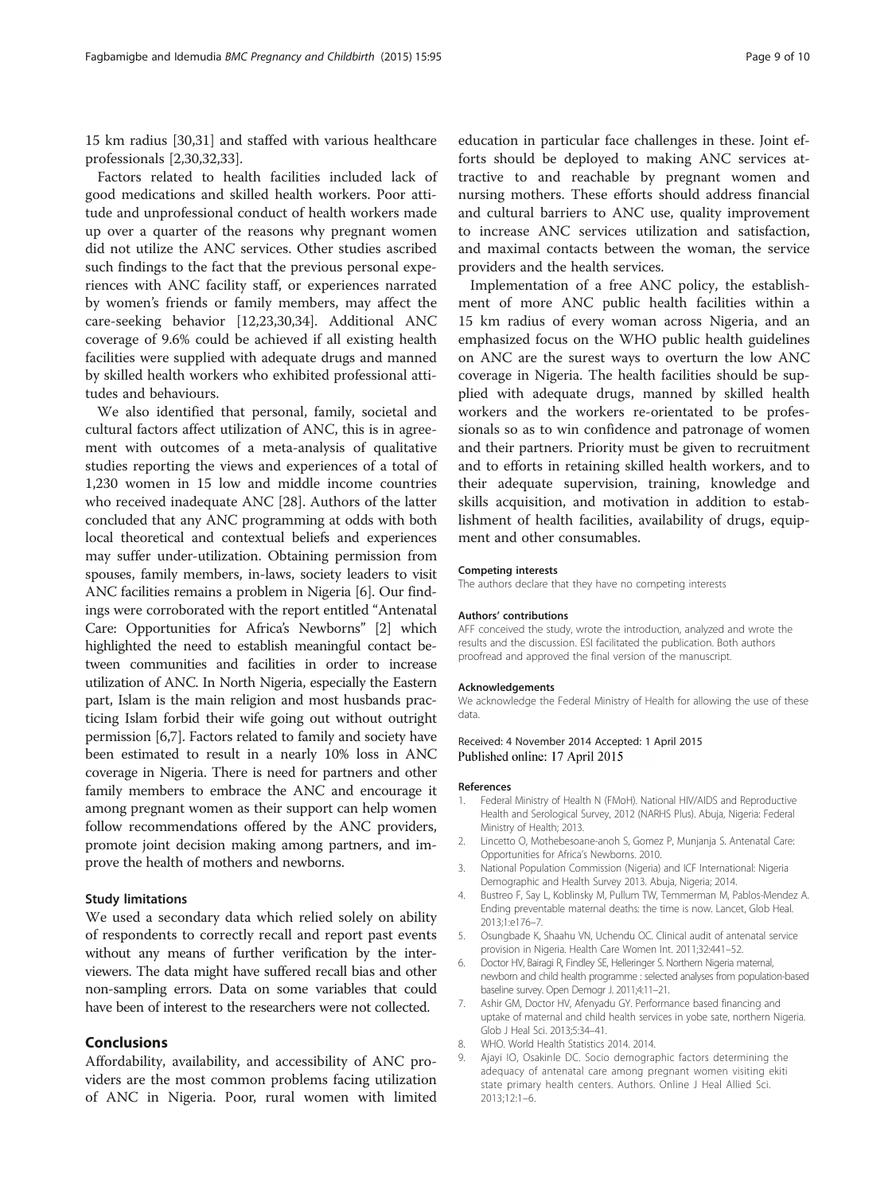15 km radius [30,31] and staffed with various healthcare professionals [2,30,32,33].

Factors related to health facilities included lack of good medications and skilled health workers. Poor attitude and unprofessional conduct of health workers made up over a quarter of the reasons why pregnant women did not utilize the ANC services. Other studies ascribed such findings to the fact that the previous personal experiences with ANC facility staff, or experiences narrated by women's friends or family members, may affect the care-seeking behavior [12,23,30,34]. Additional ANC coverage of 9.6% could be achieved if all existing health facilities were supplied with adequate drugs and manned by skilled health workers who exhibited professional attitudes and behaviours.

We also identified that personal, family, societal and cultural factors affect utilization of ANC, this is in agreement with outcomes of a meta-analysis of qualitative studies reporting the views and experiences of a total of 1,230 women in 15 low and middle income countries who received inadequate ANC [28]. Authors of the latter concluded that any ANC programming at odds with both local theoretical and contextual beliefs and experiences may suffer under-utilization. Obtaining permission from spouses, family members, in-laws, society leaders to visit ANC facilities remains a problem in Nigeria [6]. Our findings were corroborated with the report entitled "Antenatal Care: Opportunities for Africa's Newborns" [2] which highlighted the need to establish meaningful contact between communities and facilities in order to increase utilization of ANC. In North Nigeria, especially the Eastern part, Islam is the main religion and most husbands practicing Islam forbid their wife going out without outright permission [6,7]. Factors related to family and society have been estimated to result in a nearly 10% loss in ANC coverage in Nigeria. There is need for partners and other family members to embrace the ANC and encourage it among pregnant women as their support can help women follow recommendations offered by the ANC providers, promote joint decision making among partners, and improve the health of mothers and newborns.

### Study limitations

We used a secondary data which relied solely on ability of respondents to correctly recall and report past events without any means of further verification by the interviewers. The data might have suffered recall bias and other non-sampling errors. Data on some variables that could have been of interest to the researchers were not collected.

## Conclusions

Affordability, availability, and accessibility of ANC providers are the most common problems facing utilization of ANC in Nigeria. Poor, rural women with limited education in particular face challenges in these. Joint efforts should be deployed to making ANC services attractive to and reachable by pregnant women and nursing mothers. These efforts should address financial and cultural barriers to ANC use, quality improvement to increase ANC services utilization and satisfaction, and maximal contacts between the woman, the service providers and the health services.

Implementation of a free ANC policy, the establishment of more ANC public health facilities within a 15 km radius of every woman across Nigeria, and an emphasized focus on the WHO public health guidelines on ANC are the surest ways to overturn the low ANC coverage in Nigeria. The health facilities should be supplied with adequate drugs, manned by skilled health workers and the workers re-orientated to be professionals so as to win confidence and patronage of women and their partners. Priority must be given to recruitment and to efforts in retaining skilled health workers, and to their adequate supervision, training, knowledge and skills acquisition, and motivation in addition to establishment of health facilities, availability of drugs, equipment and other consumables.

#### Competing interests

The authors declare that they have no competing interests

#### Authors' contributions

AFF conceived the study, wrote the introduction, analyzed and wrote the results and the discussion. ESI facilitated the publication. Both authors proofread and approved the final version of the manuscript.

#### Acknowledgements

We acknowledge the Federal Ministry of Health for allowing the use of these data.

Received: 4 November 2014 Accepted: 1 April 2015
Published online: 17 April 2015

#### References

1. Federal Ministry of Health N (FMoH). National HIV/AIDS and Reproductive Health and Serological Survey, 2012 (NARHS Plus). Abuja, Nigeria: Federal Ministry of Health; 2013.
2. Lincetto O, Mothebesoane-anoh S, Gomez P, Munjanja S. Antenatal Care: Opportunities for Africa's Newborns. 2010.
3. National Population Commission (Nigeria) and ICF International: Nigeria Demographic and Health Survey 2013. Abuja, Nigeria; 2014.
4. Bustreo F, Say L, Koblinsky M, Pullum TW, Temmerman M, Pablos-Mendez A. Ending preventable maternal deaths: the time is now. Lancet, Glob Heal. 2013;1:e176–7.
5. Osungbade K, Shaahu VN, Uchendu OC. Clinical audit of antenatal service provision in Nigeria. Health Care Women Int. 2011;32:441–52.
6. Doctor HV, Bairagi R, Findley SE, Helleringer S. Northern Nigeria maternal, newborn and child health programme : selected analyses from population-based baseline survey. Open Demogr J. 2011;4:11–21.
7. Ashir GM, Doctor HV, Afenyadu GY. Performance based financing and uptake of maternal and child health services in yobe sate, northern Nigeria. Glob J Heal Sci. 2013;5:34–41.
8. WHO. World Health Statistics 2014. 2014.
9. Ajayi IO, Osakinle DC. Socio demographic factors determining the adequacy of antenatal care among pregnant women visiting ekiti state primary health centers. Authors. Online J Heal Allied Sci. 2013;12:1–6.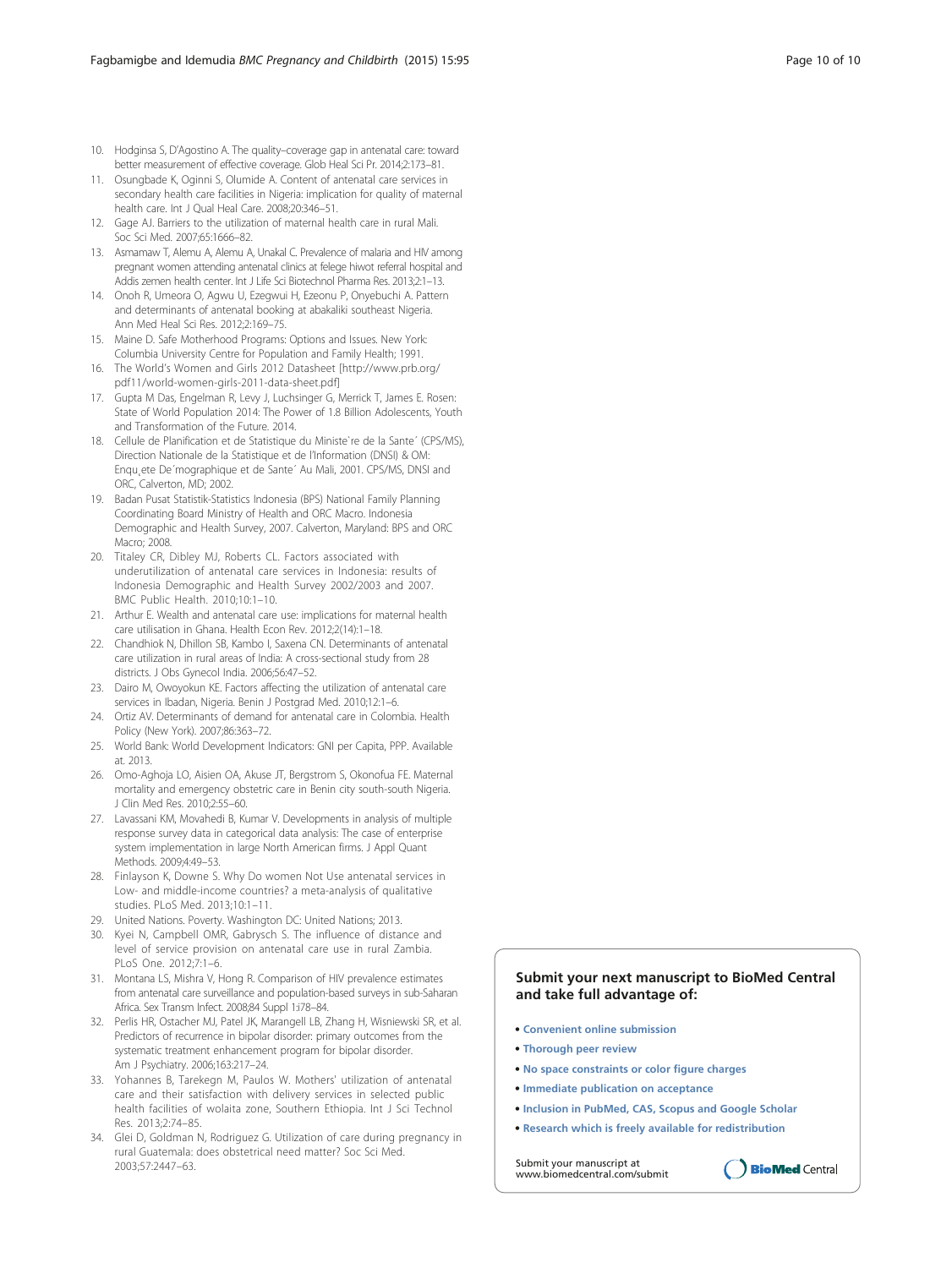10. Hodginsa S, D'Agostino A. The quality–coverage gap in antenatal care: toward better measurement of effective coverage. Glob Heal Sci Pr. 2014;2:173–81.
11. Osungbade K, Oginni S, Olumide A. Content of antenatal care services in secondary health care facilities in Nigeria: implication for quality of maternal health care. Int J Qual Heal Care. 2008;20:346–51.
12. Gage AJ. Barriers to the utilization of maternal health care in rural Mali. Soc Sci Med. 2007;65:1666–82.
13. Asmamaw T, Alemu A, Alemu A, Unakal C. Prevalence of malaria and HIV among pregnant women attending antenatal clinics at felege hiwot referral hospital and Addis zemen health center. Int J Life Sci Biotechnol Pharma Res. 2013;2:1–13.
14. Onoh R, Umeora O, Agwu U, Ezegwui H, Ezeonu P, Onyebuchi A. Pattern and determinants of antenatal booking at abakaliki southeast Nigeria. Ann Med Heal Sci Res. 2012;2:169–75.
15. Maine D. Safe Motherhood Programs: Options and Issues. New York: Columbia University Centre for Population and Family Health; 1991.
16. The World's Women and Girls 2012 Datasheet [http://www.prb.org/pdf11/world-women-girls-2011-data-sheet.pdf]
17. Gupta M Das, Engelman R, Levy J, Luchsinger G, Merrick T, James E. Rosen: State of World Population 2014: The Power of 1.8 Billion Adolescents, Youth and Transformation of the Future. 2014.
18. Cellule de Planification et de Statistique du Ministe`re de la Sante´ (CPS/MS), Direction Nationale de la Statistique et de l'Information (DNSI) & OM: Enqu¸ete De´mographique et de Sante´ Au Mali, 2001. CPS/MS, DNSI and ORC, Calverton, MD; 2002.
19. Badan Pusat Statistik-Statistics Indonesia (BPS) National Family Planning Coordinating Board Ministry of Health and ORC Macro. Indonesia Demographic and Health Survey, 2007. Calverton, Maryland: BPS and ORC Macro; 2008.
20. Titaley CR, Dibley MJ, Roberts CL. Factors associated with underutilization of antenatal care services in Indonesia: results of Indonesia Demographic and Health Survey 2002/2003 and 2007. BMC Public Health. 2010;10:1–10.
21. Arthur E. Wealth and antenatal care use: implications for maternal health care utilisation in Ghana. Health Econ Rev. 2012;2(14):1–18.
22. Chandhiok N, Dhillon SB, Kambo I, Saxena CN. Determinants of antenatal care utilization in rural areas of India: A cross-sectional study from 28 districts. J Obs Gynecol India. 2006;56:47–52.
23. Dairo M, Owoyokun KE. Factors affecting the utilization of antenatal care services in Ibadan, Nigeria. Benin J Postgrad Med. 2010;12:1–6.
24. Ortiz AV. Determinants of demand for antenatal care in Colombia. Health Policy (New York). 2007;86:363–72.
25. World Bank: World Development Indicators: GNI per Capita, PPP. Available at. 2013.
26. Omo-Aghoja LO, Aisien OA, Akuse JT, Bergstrom S, Okonofua FE. Maternal mortality and emergency obstetric care in Benin city south-south Nigeria. J Clin Med Res. 2010;2:55–60.
27. Lavassani KM, Movahedi B, Kumar V. Developments in analysis of multiple response survey data in categorical data analysis: The case of enterprise system implementation in large North American firms. J Appl Quant Methods. 2009;4:49–53.
28. Finlayson K, Downe S. Why Do women Not Use antenatal services in Low- and middle-income countries? a meta-analysis of qualitative studies. PLoS Med. 2013;10:1–11.
29. United Nations. Poverty. Washington DC: United Nations; 2013.
30. Kyei N, Campbell OMR, Gabrysch S. The influence of distance and level of service provision on antenatal care use in rural Zambia. PLoS One. 2012;7:1–6.
31. Montana LS, Mishra V, Hong R. Comparison of HIV prevalence estimates from antenatal care surveillance and population-based surveys in sub-Saharan Africa. Sex Transm Infect. 2008;84 Suppl 1:i78–84.
32. Perlis HR, Ostacher MJ, Patel JK, Marangell LB, Zhang H, Wisniewski SR, et al. Predictors of recurrence in bipolar disorder: primary outcomes from the systematic treatment enhancement program for bipolar disorder. Am J Psychiatry. 2006;163:217–24.
33. Yohannes B, Tarekegn M, Paulos W. Mothers' utilization of antenatal care and their satisfaction with delivery services in selected public health facilities of wolaita zone, Southern Ethiopia. Int J Sci Technol Res. 2013;2:74–85.
34. Glei D, Goldman N, Rodriguez G. Utilization of care during pregnancy in rural Guatemala: does obstetrical need matter? Soc Sci Med. 2003;57:2447–63.

**Submit your next manuscript to BioMed Central and take full advantage of:**

- Convenient online submission
- Thorough peer review
- No space constraints or color figure charges
- Immediate publication on acceptance
- Inclusion in PubMed, CAS, Scopus and Google Scholar
- Research which is freely available for redistribution

Submit your manuscript at www.biomedcentral.com/submit

BioMed Central